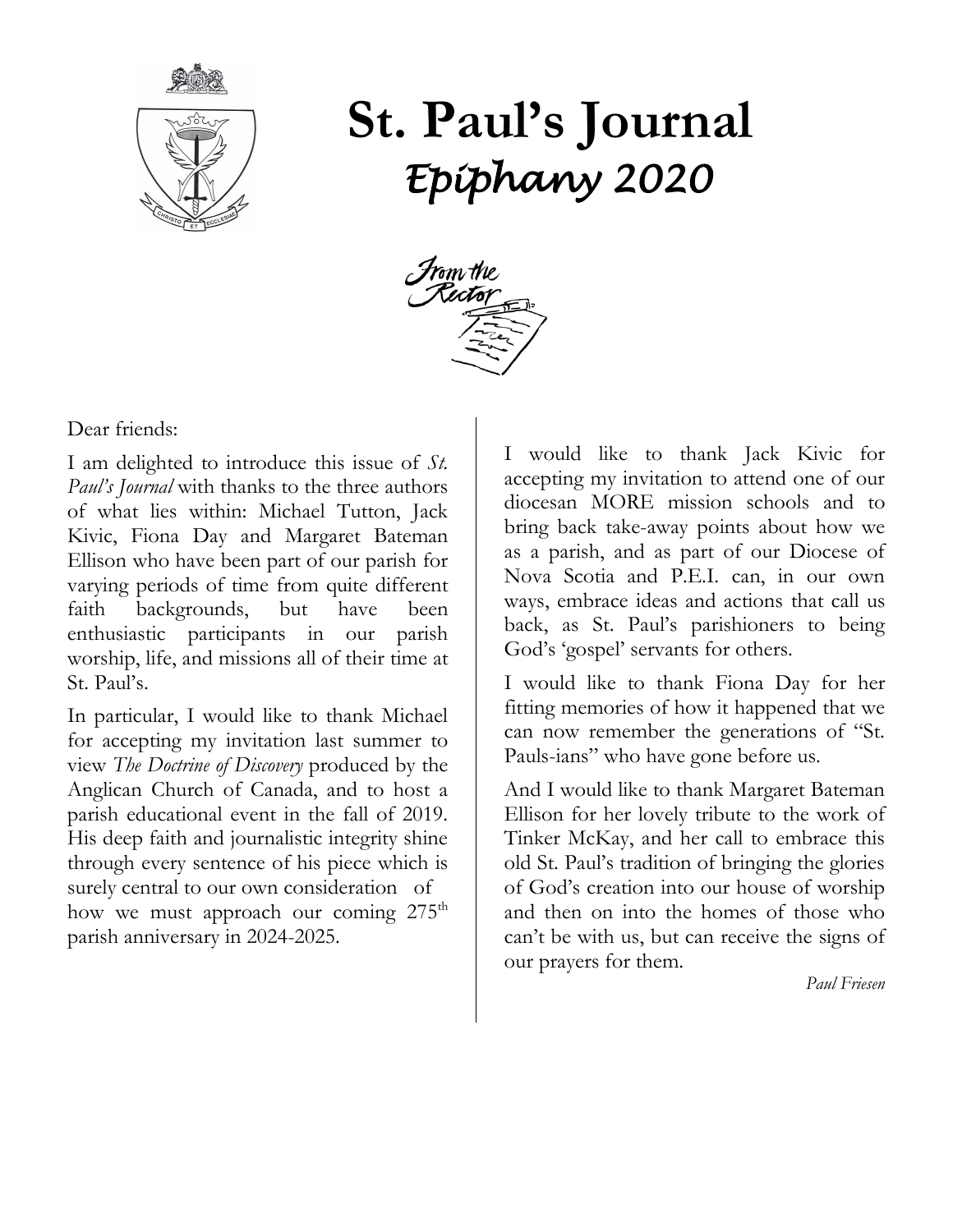# St. Paul's Journal

## *Epiphany 2020*

From the Rector

Dear friends:

I am delighted to introduce this issue of *St. Paul's Journal* with thanks to the three authors of what lies within: Michael Tutton, Jack Kivic, Fiona Day and Margaret Bateman Ellison who have been part of our parish for varying periods of time from quite different faith backgrounds, but have been enthusiastic participants in our parish worship, life, and missions all of their time at St. Paul's.

In particular, I would like to thank Michael for accepting my invitation last summer to view *The Doctrine of Discovery* produced by the Anglican Church of Canada, and to host a parish educational event in the fall of 2019. His deep faith and journalistic integrity shine through every sentence of his piece which is surely central to our own consideration of how we must approach our coming 275th parish anniversary in 2024-2025.

I would like to thank Jack Kivic for accepting my invitation to attend one of our diocesan MORE mission schools and to bring back take-away points about how we as a parish, and as part of our Diocese of Nova Scotia and P.E.I. can, in our own ways, embrace ideas and actions that call us back, as St. Paul's parishioners to being God's 'gospel' servants for others.

I would like to thank Fiona Day for her fitting memories of how it happened that we can now remember the generations of "St. Pauls-ians" who have gone before us.

And I would like to thank Margaret Bateman Ellison for her lovely tribute to the work of Tinker McKay, and her call to embrace this old St. Paul's tradition of bringing the glories of God's creation into our house of worship and then on into the homes of those who can't be with us, but can receive the signs of our prayers for them.

*Paul Friesen*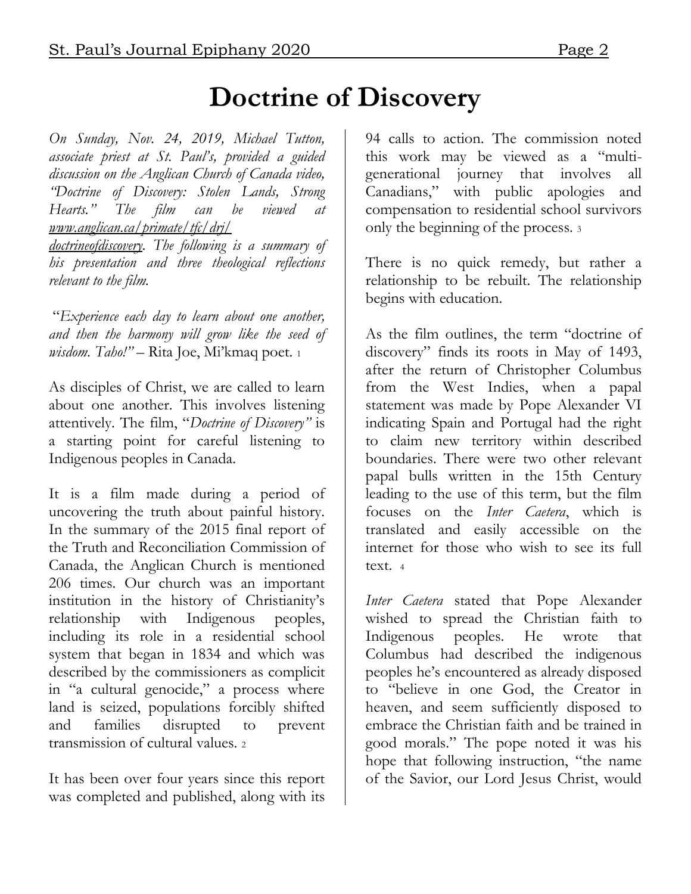# Doctrine of Discovery

*On Sunday, Nov. 24, 2019, Michael Tutton, associate priest at St. Paul's, provided a guided discussion on the Anglican Church of Canada video, "Doctrine of Discovery: Stolen Lands, Strong Hearts." The film can be viewed at [www.anglican.ca/primate/tfc/drj/doctrineofdiscovery](www.anglican.ca/primate/tfc/drj/doctrineofdiscovery). The following is a summary of his presentation and three theological reflections relevant to the film.*

"*Experience each day to learn about one another, and then the harmony will grow like the seed of wisdom. Taho!"* – Rita Joe, Mi'kmaq poet. [1]

As disciples of Christ, we are called to learn about one another. This involves listening attentively. The film, "*Doctrine of Discovery"* is a starting point for careful listening to Indigenous peoples in Canada.

It is a film made during a period of uncovering the truth about painful history. In the summary of the 2015 final report of the Truth and Reconciliation Commission of Canada, the Anglican Church is mentioned 206 times. Our church was an important institution in the history of Christianity's relationship with Indigenous peoples, including its role in a residential school system that began in 1834 and which was described by the commissioners as complicit in "a cultural genocide," a process where land is seized, populations forcibly shifted and families disrupted to prevent transmission of cultural values. [2]

It has been over four years since this report was completed and published, along with its 94 calls to action. The commission noted this work may be viewed as a "multi-generational journey that involves all Canadians," with public apologies and compensation to residential school survivors only the beginning of the process. [3]

There is no quick remedy, but rather a relationship to be rebuilt. The relationship begins with education.

As the film outlines, the term "doctrine of discovery" finds its roots in May of 1493, after the return of Christopher Columbus from the West Indies, when a papal statement was made by Pope Alexander VI indicating Spain and Portugal had the right to claim new territory within described boundaries. There were two other relevant papal bulls written in the 15th Century leading to the use of this term, but the film focuses on the *Inter Caetera*, which is translated and easily accessible on the internet for those who wish to see its full text. [4]

*Inter Caetera* stated that Pope Alexander wished to spread the Christian faith to Indigenous peoples. He wrote that Columbus had described the indigenous peoples he's encountered as already disposed to "believe in one God, the Creator in heaven, and seem sufficiently disposed to embrace the Christian faith and be trained in good morals." The pope noted it was his hope that following instruction, "the name of the Savior, our Lord Jesus Christ, would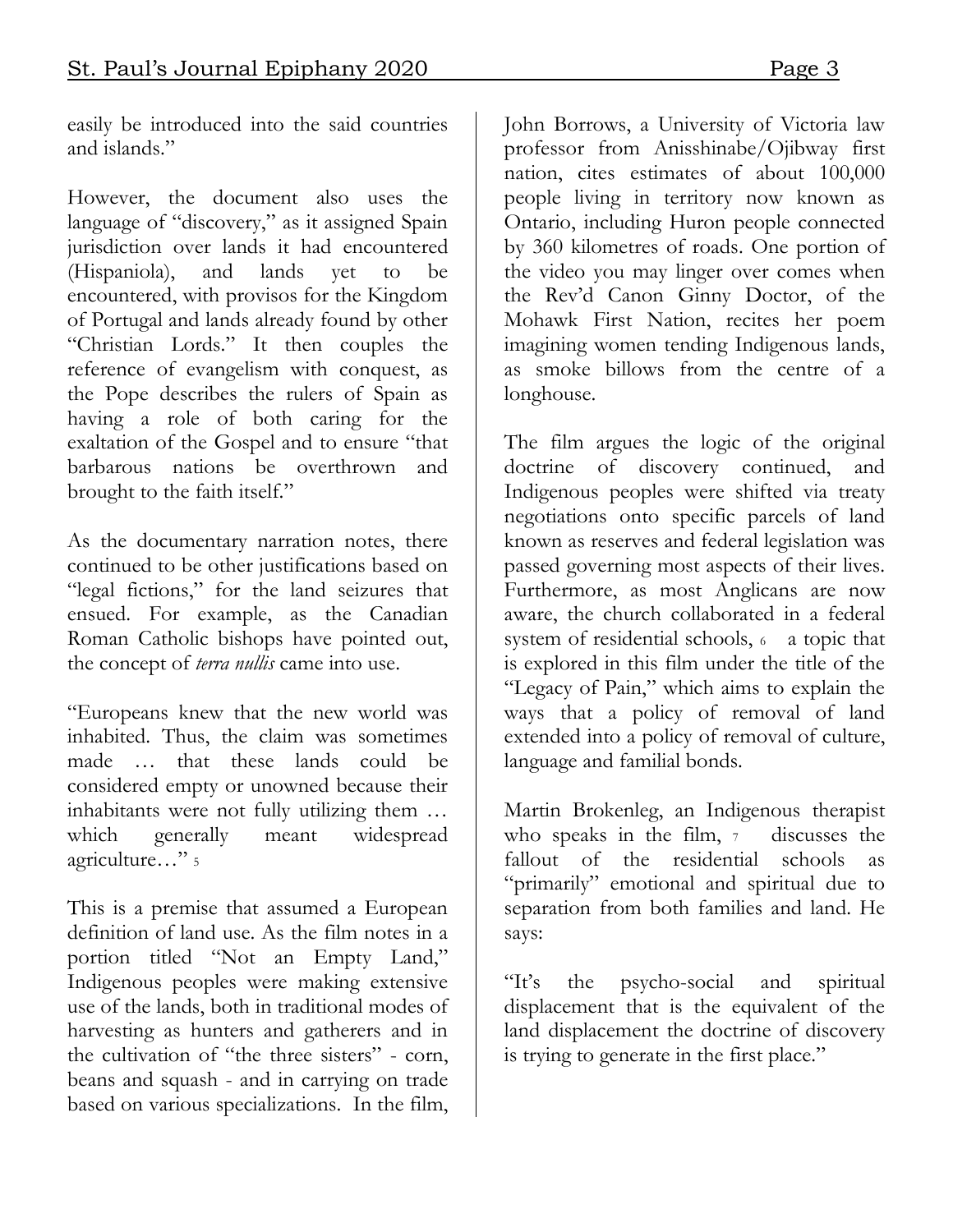easily be introduced into the said countries and islands."

However, the document also uses the language of "discovery," as it assigned Spain jurisdiction over lands it had encountered (Hispaniola), and lands yet to be encountered, with provisos for the Kingdom of Portugal and lands already found by other "Christian Lords." It then couples the reference of evangelism with conquest, as the Pope describes the rulers of Spain as having a role of both caring for the exaltation of the Gospel and to ensure "that barbarous nations be overthrown and brought to the faith itself."

As the documentary narration notes, there continued to be other justifications based on "legal fictions," for the land seizures that ensued. For example, as the Canadian Roman Catholic bishops have pointed out, the concept of *terra nullis* came into use.

"Europeans knew that the new world was inhabited. Thus, the claim was sometimes made … that these lands could be considered empty or unowned because their inhabitants were not fully utilizing them … which generally meant widespread agriculture…" [5]

This is a premise that assumed a European definition of land use. As the film notes in a portion titled "Not an Empty Land," Indigenous peoples were making extensive use of the lands, both in traditional modes of harvesting as hunters and gatherers and in the cultivation of "the three sisters" - corn, beans and squash - and in carrying on trade based on various specializations. In the film, John Borrows, a University of Victoria law professor from Anisshinabe/Ojibway first nation, cites estimates of about 100,000 people living in territory now known as Ontario, including Huron people connected by 360 kilometres of roads. One portion of the video you may linger over comes when the Rev'd Canon Ginny Doctor, of the Mohawk First Nation, recites her poem imagining women tending Indigenous lands, as smoke billows from the centre of a longhouse.

The film argues the logic of the original doctrine of discovery continued, and Indigenous peoples were shifted via treaty negotiations onto specific parcels of land known as reserves and federal legislation was passed governing most aspects of their lives. Furthermore, as most Anglicans are now aware, the church collaborated in a federal system of residential schools, [6] a topic that is explored in this film under the title of the "Legacy of Pain," which aims to explain the ways that a policy of removal of land extended into a policy of removal of culture, language and familial bonds.

Martin Brokenleg, an Indigenous therapist who speaks in the film, [7] discusses the fallout of the residential schools as "primarily" emotional and spiritual due to separation from both families and land. He says:

"It's the psycho-social and spiritual displacement that is the equivalent of the land displacement the doctrine of discovery is trying to generate in the first place."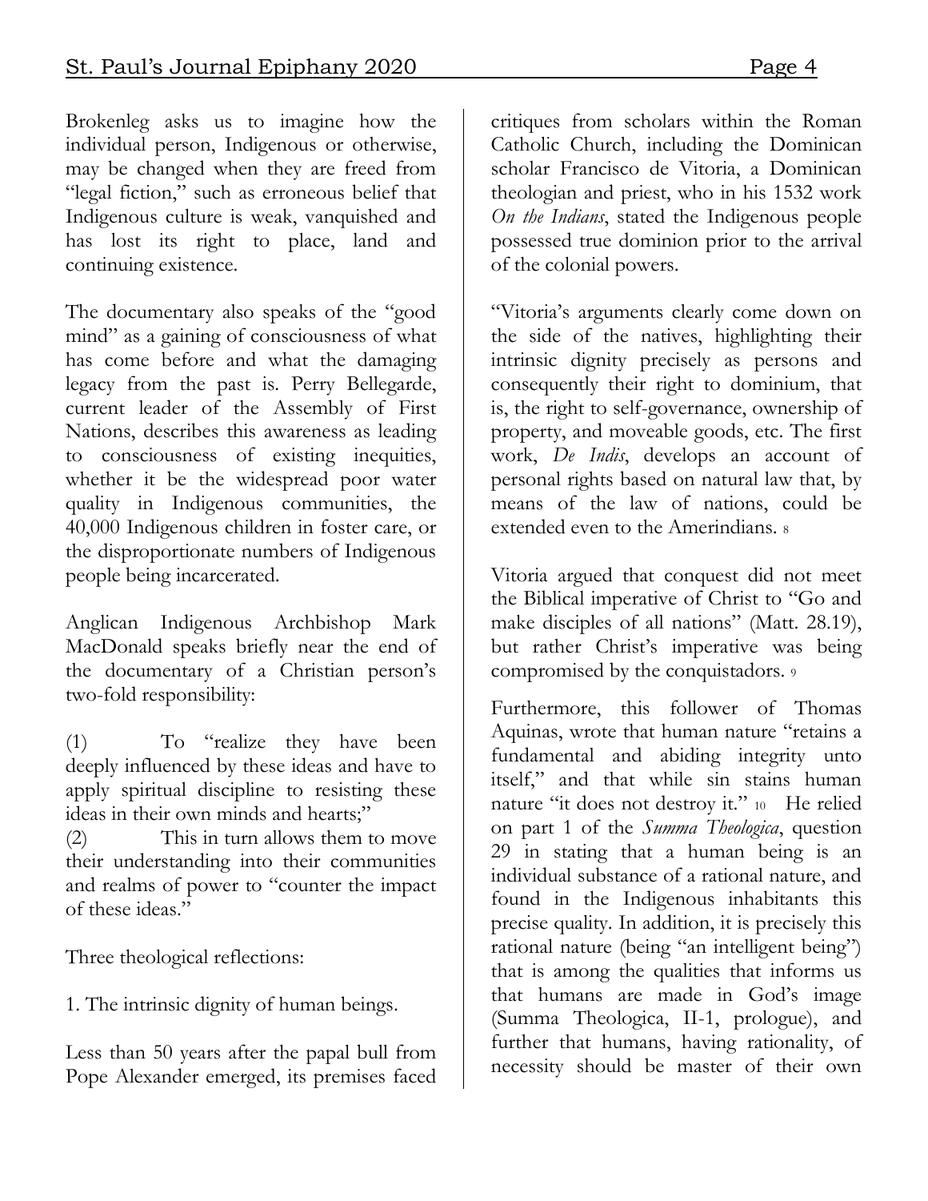Brokenleg asks us to imagine how the individual person, Indigenous or otherwise, may be changed when they are freed from "legal fiction," such as erroneous belief that Indigenous culture is weak, vanquished and has lost its right to place, land and continuing existence.

The documentary also speaks of the "good mind" as a gaining of consciousness of what has come before and what the damaging legacy from the past is. Perry Bellegarde, current leader of the Assembly of First Nations, describes this awareness as leading to consciousness of existing inequities, whether it be the widespread poor water quality in Indigenous communities, the 40,000 Indigenous children in foster care, or the disproportionate numbers of Indigenous people being incarcerated.

Anglican Indigenous Archbishop Mark MacDonald speaks briefly near the end of the documentary of a Christian person's two-fold responsibility:

(1) To "realize they have been deeply influenced by these ideas and have to apply spiritual discipline to resisting these ideas in their own minds and hearts;"
(2) This in turn allows them to move their understanding into their communities and realms of power to "counter the impact of these ideas."

Three theological reflections:

1. The intrinsic dignity of human beings.

Less than 50 years after the papal bull from Pope Alexander emerged, its premises faced critiques from scholars within the Roman Catholic Church, including the Dominican scholar Francisco de Vitoria, a Dominican theologian and priest, who in his 1532 work *On the Indians*, stated the Indigenous people possessed true dominion prior to the arrival of the colonial powers.

"Vitoria's arguments clearly come down on the side of the natives, highlighting their intrinsic dignity precisely as persons and consequently their right to dominium, that is, the right to self-governance, ownership of property, and moveable goods, etc. The first work, *De Indis*, develops an account of personal rights based on natural law that, by means of the law of nations, could be extended even to the Amerindians. [8]

Vitoria argued that conquest did not meet the Biblical imperative of Christ to "Go and make disciples of all nations" (Matt. 28.19), but rather Christ's imperative was being compromised by the conquistadors. [9]

Furthermore, this follower of Thomas Aquinas, wrote that human nature "retains a fundamental and abiding integrity unto itself," and that while sin stains human nature "it does not destroy it." [10] He relied on part 1 of the *Summa Theologica*, question 29 in stating that a human being is an individual substance of a rational nature, and found in the Indigenous inhabitants this precise quality. In addition, it is precisely this rational nature (being "an intelligent being") that is among the qualities that informs us that humans are made in God's image (Summa Theologica, II-1, prologue), and further that humans, having rationality, of necessity should be master of their own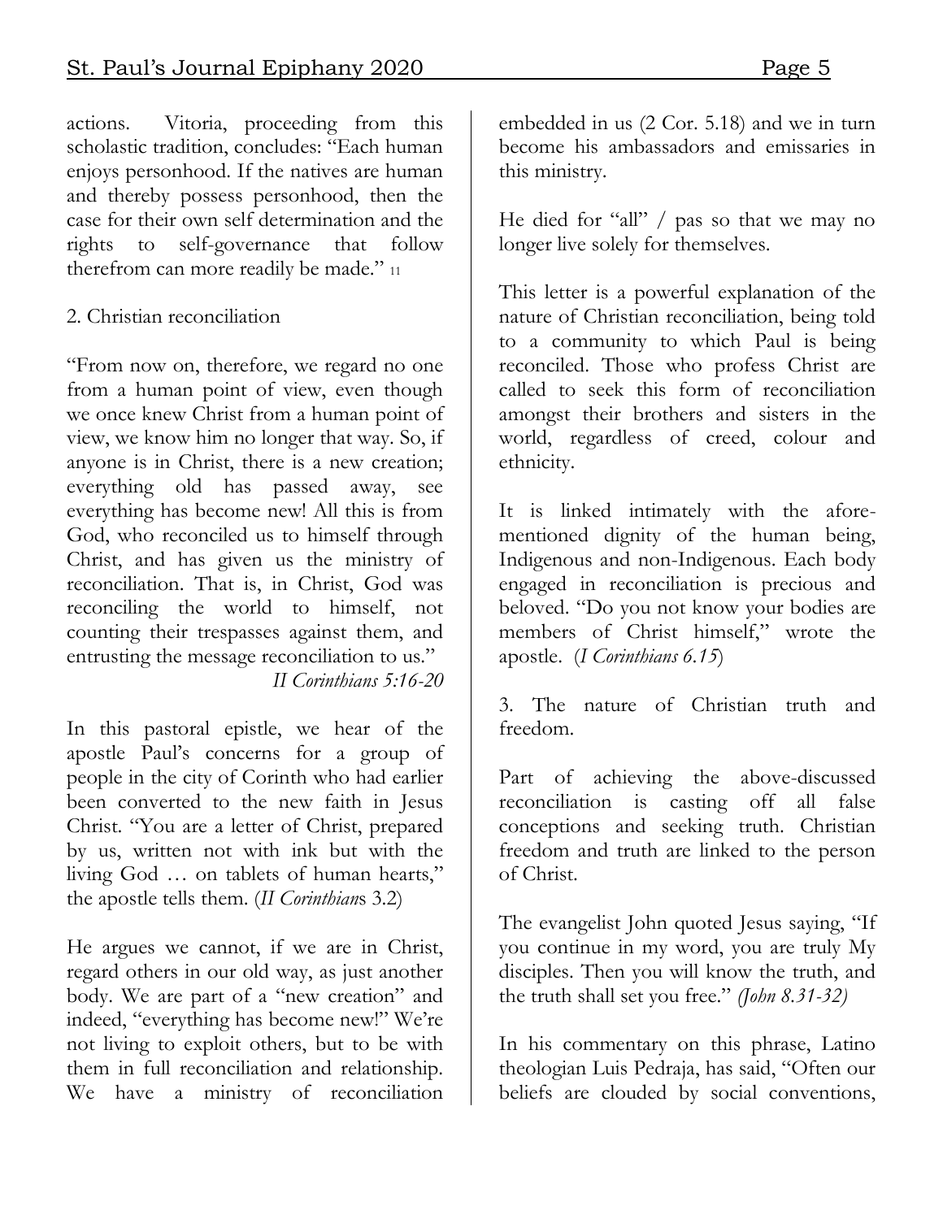actions. Vitoria, proceeding from this scholastic tradition, concludes: "Each human enjoys personhood. If the natives are human and thereby possess personhood, then the case for their own self determination and the rights to self-governance that follow therefrom can more readily be made." [11]

2. Christian reconciliation

"From now on, therefore, we regard no one from a human point of view, even though we once knew Christ from a human point of view, we know him no longer that way. So, if anyone is in Christ, there is a new creation; everything old has passed away, see everything has become new! All this is from God, who reconciled us to himself through Christ, and has given us the ministry of reconciliation. That is, in Christ, God was reconciling the world to himself, not counting their trespasses against them, and entrusting the message reconciliation to us."
*II Corinthians 5:16-20*

In this pastoral epistle, we hear of the apostle Paul's concerns for a group of people in the city of Corinth who had earlier been converted to the new faith in Jesus Christ. "You are a letter of Christ, prepared by us, written not with ink but with the living God … on tablets of human hearts," the apostle tells them. (*II Corinthian*s 3.2)

He argues we cannot, if we are in Christ, regard others in our old way, as just another body. We are part of a "new creation" and indeed, "everything has become new!" We're not living to exploit others, but to be with them in full reconciliation and relationship. We have a ministry of reconciliation embedded in us (2 Cor. 5.18) and we in turn become his ambassadors and emissaries in this ministry.

He died for "all" / pas so that we may no longer live solely for themselves.

This letter is a powerful explanation of the nature of Christian reconciliation, being told to a community to which Paul is being reconciled. Those who profess Christ are called to seek this form of reconciliation amongst their brothers and sisters in the world, regardless of creed, colour and ethnicity.

It is linked intimately with the aforementioned dignity of the human being, Indigenous and non-Indigenous. Each body engaged in reconciliation is precious and beloved. "Do you not know your bodies are members of Christ himself," wrote the apostle. (*I Corinthians 6.15*)

3. The nature of Christian truth and freedom.

Part of achieving the above-discussed reconciliation is casting off all false conceptions and seeking truth. Christian freedom and truth are linked to the person of Christ.

The evangelist John quoted Jesus saying, "If you continue in my word, you are truly My disciples. Then you will know the truth, and the truth shall set you free." *(John 8.31-32)*

In his commentary on this phrase, Latino theologian Luis Pedraja, has said, "Often our beliefs are clouded by social conventions,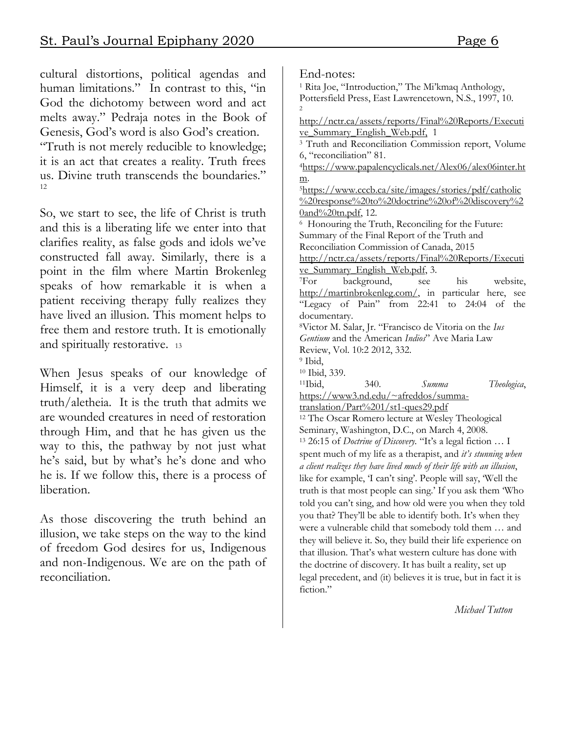cultural distortions, political agendas and human limitations." In contrast to this, "in God the dichotomy between word and act melts away." Pedraja notes in the Book of Genesis, God's word is also God's creation. "Truth is not merely reducible to knowledge; it is an act that creates a reality. Truth frees us. Divine truth transcends the boundaries." [12]

So, we start to see, the life of Christ is truth and this is a liberating life we enter into that clarifies reality, as false gods and idols we've constructed fall away. Similarly, there is a point in the film where Martin Brokenleg speaks of how remarkable it is when a patient receiving therapy fully realizes they have lived an illusion. This moment helps to free them and restore truth. It is emotionally and spiritually restorative. [13]

When Jesus speaks of our knowledge of Himself, it is a very deep and liberating truth/aletheia. It is the truth that admits we are wounded creatures in need of restoration through Him, and that he has given us the way to this, the pathway by not just what he's said, but by what's he's done and who he is. If we follow this, there is a process of liberation.

As those discovering the truth behind an illusion, we take steps on the way to the kind of freedom God desires for us, Indigenous and non-Indigenous. We are on the path of reconciliation.

End-notes:

[1] Rita Joe, "Introduction," The Mi'kmaq Anthology, Pottersfield Press, East Lawrencetown, N.S., 1997, 10.

[2] http://nctr.ca/assets/reports/Final%20Reports/Executive_Summary_English_Web.pdf, 1

[3] Truth and Reconciliation Commission report, Volume 6, "reconciliation" 81.

[4] https://www.papalencyclicals.net/Alex06/alex06inter.htm.

[5] https://www.cccb.ca/site/images/stories/pdf/catholic%20response%20to%20doctrine%20of%20discovery%20and%20tn.pdf, 12.

[6] Honouring the Truth, Reconciling for the Future: Summary of the Final Report of the Truth and Reconciliation Commission of Canada, 2015 http://nctr.ca/assets/reports/Final%20Reports/Executive_Summary_English_Web.pdf, 3.

[7] For background, see his website, http://martinbrokenleg.com/, in particular here, see "Legacy of Pain" from 22:41 to 24:04 of the documentary.

[8] Victor M. Salar, Jr. "Francisco de Vitoria on the *Ius Gentium* and the American *Indios*" Ave Maria Law Review, Vol. 10:2 2012, 332.

[9] Ibid,

[10] Ibid, 339.

[11] Ibid, 340. *Summa Theologica*, https://www3.nd.edu/~afreddos/summa-translation/Part%201/st1-ques29.pdf

[12] The Oscar Romero lecture at Wesley Theological Seminary, Washington, D.C., on March 4, 2008.

[13] 26:15 of *Doctrine of Discovery.* "It's a legal fiction … I spent much of my life as a therapist, and *it's stunning when a client realizes they have lived much of their life with an illusion*, like for example, 'I can't sing'. People will say, 'Well the truth is that most people can sing.' If you ask them 'Who told you can't sing, and how old were you when they told you that? They'll be able to identify both. It's when they were a vulnerable child that somebody told them … and they will believe it. So, they build their life experience on that illusion. That's what western culture has done with the doctrine of discovery. It has built a reality, set up legal precedent, and (it) believes it is true, but in fact it is fiction."

*Michael Tutton*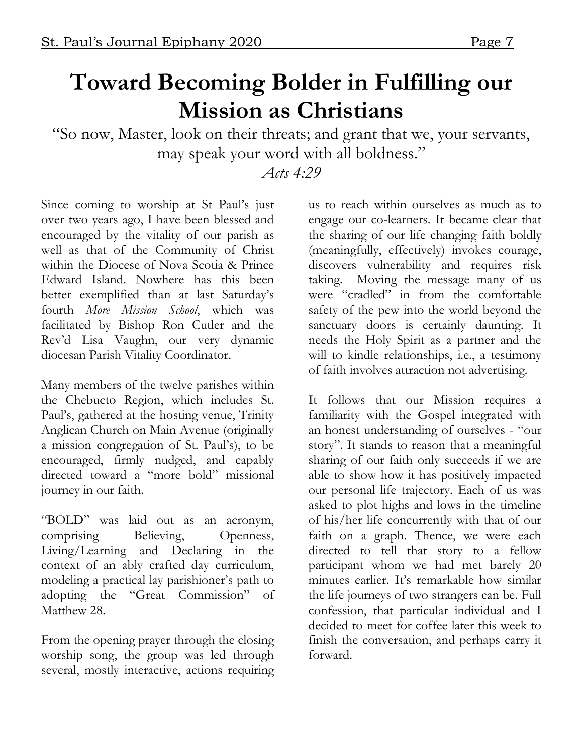# Toward Becoming Bolder in Fulfilling our Mission as Christians

"So now, Master, look on their threats; and grant that we, your servants, may speak your word with all boldness."

*Acts 4:29*

Since coming to worship at St Paul's just over two years ago, I have been blessed and encouraged by the vitality of our parish as well as that of the Community of Christ within the Diocese of Nova Scotia & Prince Edward Island. Nowhere has this been better exemplified than at last Saturday's fourth *More Mission School*, which was facilitated by Bishop Ron Cutler and the Rev'd Lisa Vaughn, our very dynamic diocesan Parish Vitality Coordinator.

Many members of the twelve parishes within the Chebucto Region, which includes St. Paul's, gathered at the hosting venue, Trinity Anglican Church on Main Avenue (originally a mission congregation of St. Paul's), to be encouraged, firmly nudged, and capably directed toward a "more bold" missional journey in our faith.

"BOLD" was laid out as an acronym, comprising Believing, Openness, Living/Learning and Declaring in the context of an ably crafted day curriculum, modeling a practical lay parishioner's path to adopting the "Great Commission" of Matthew 28.

From the opening prayer through the closing worship song, the group was led through several, mostly interactive, actions requiring us to reach within ourselves as much as to engage our co-learners. It became clear that the sharing of our life changing faith boldly (meaningfully, effectively) invokes courage, discovers vulnerability and requires risk taking. Moving the message many of us were "cradled" in from the comfortable safety of the pew into the world beyond the sanctuary doors is certainly daunting. It needs the Holy Spirit as a partner and the will to kindle relationships, i.e., a testimony of faith involves attraction not advertising.

It follows that our Mission requires a familiarity with the Gospel integrated with an honest understanding of ourselves - "our story". It stands to reason that a meaningful sharing of our faith only succeeds if we are able to show how it has positively impacted our personal life trajectory. Each of us was asked to plot highs and lows in the timeline of his/her life concurrently with that of our faith on a graph. Thence, we were each directed to tell that story to a fellow participant whom we had met barely 20 minutes earlier. It's remarkable how similar the life journeys of two strangers can be. Full confession, that particular individual and I decided to meet for coffee later this week to finish the conversation, and perhaps carry it forward.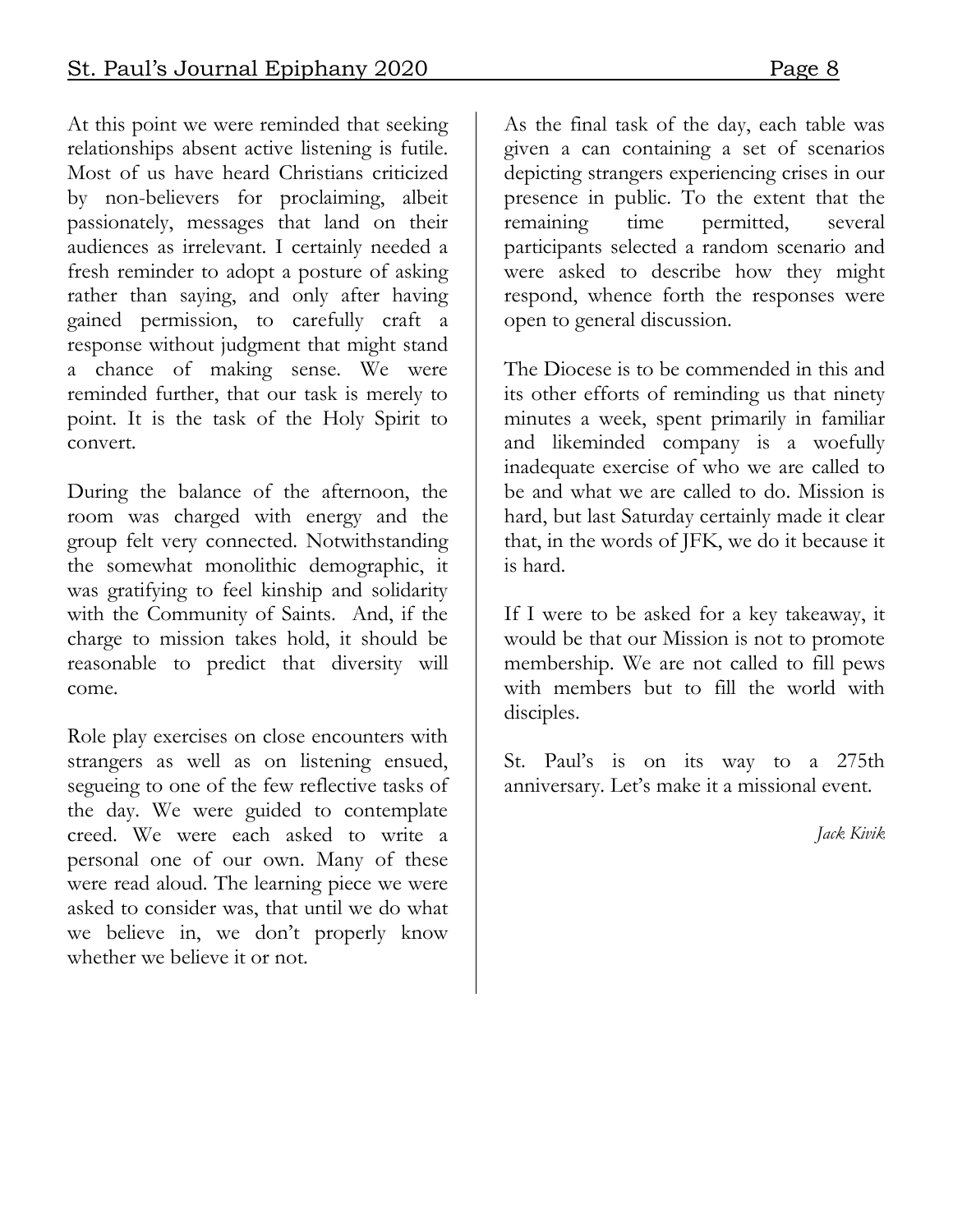At this point we were reminded that seeking relationships absent active listening is futile. Most of us have heard Christians criticized by non-believers for proclaiming, albeit passionately, messages that land on their audiences as irrelevant. I certainly needed a fresh reminder to adopt a posture of asking rather than saying, and only after having gained permission, to carefully craft a response without judgment that might stand a chance of making sense. We were reminded further, that our task is merely to point. It is the task of the Holy Spirit to convert.

During the balance of the afternoon, the room was charged with energy and the group felt very connected. Notwithstanding the somewhat monolithic demographic, it was gratifying to feel kinship and solidarity with the Community of Saints. And, if the charge to mission takes hold, it should be reasonable to predict that diversity will come.

Role play exercises on close encounters with strangers as well as on listening ensued, segueing to one of the few reflective tasks of the day. We were guided to contemplate creed. We were each asked to write a personal one of our own. Many of these were read aloud. The learning piece we were asked to consider was, that until we do what we believe in, we don't properly know whether we believe it or not.

As the final task of the day, each table was given a can containing a set of scenarios depicting strangers experiencing crises in our presence in public. To the extent that the remaining time permitted, several participants selected a random scenario and were asked to describe how they might respond, whence forth the responses were open to general discussion.

The Diocese is to be commended in this and its other efforts of reminding us that ninety minutes a week, spent primarily in familiar and likeminded company is a woefully inadequate exercise of who we are called to be and what we are called to do. Mission is hard, but last Saturday certainly made it clear that, in the words of JFK, we do it because it is hard.

If I were to be asked for a key takeaway, it would be that our Mission is not to promote membership. We are not called to fill pews with members but to fill the world with disciples.

St. Paul's is on its way to a 275th anniversary. Let's make it a missional event.

*Jack Kivik*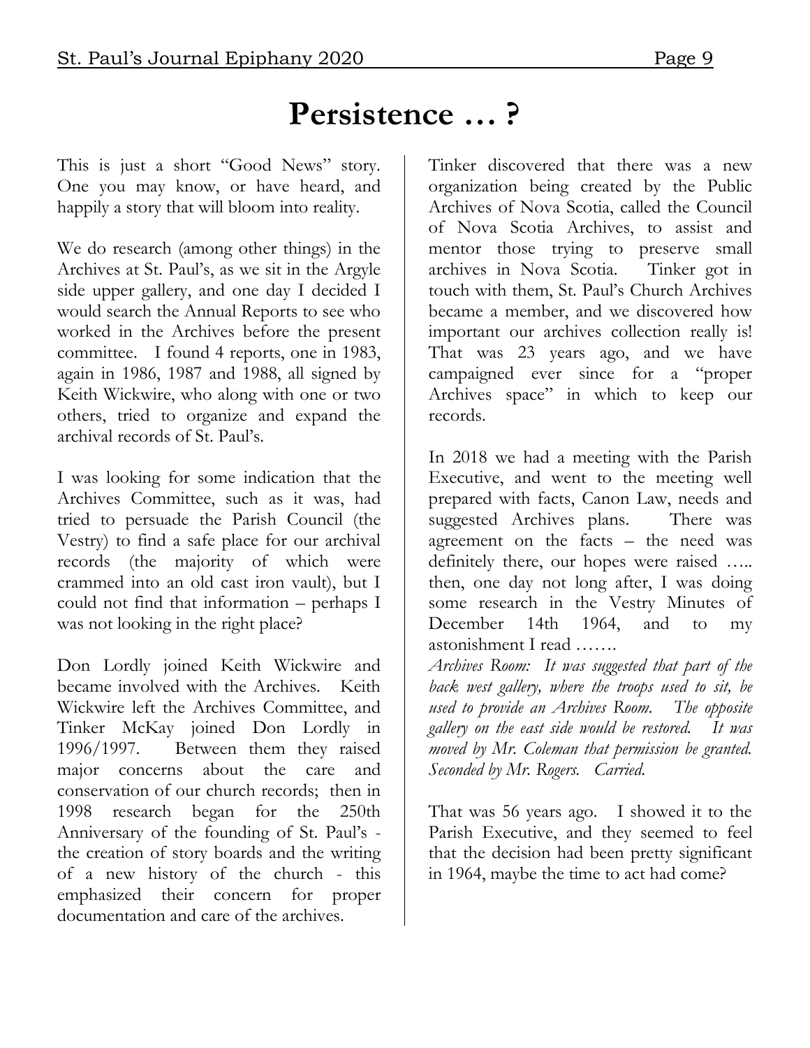# Persistence … ?

This is just a short "Good News" story. One you may know, or have heard, and happily a story that will bloom into reality.

We do research (among other things) in the Archives at St. Paul's, as we sit in the Argyle side upper gallery, and one day I decided I would search the Annual Reports to see who worked in the Archives before the present committee. I found 4 reports, one in 1983, again in 1986, 1987 and 1988, all signed by Keith Wickwire, who along with one or two others, tried to organize and expand the archival records of St. Paul's.

I was looking for some indication that the Archives Committee, such as it was, had tried to persuade the Parish Council (the Vestry) to find a safe place for our archival records (the majority of which were crammed into an old cast iron vault), but I could not find that information – perhaps I was not looking in the right place?

Don Lordly joined Keith Wickwire and became involved with the Archives. Keith Wickwire left the Archives Committee, and Tinker McKay joined Don Lordly in 1996/1997. Between them they raised major concerns about the care and conservation of our church records; then in 1998 research began for the 250th Anniversary of the founding of St. Paul's - the creation of story boards and the writing of a new history of the church - this emphasized their concern for proper documentation and care of the archives.

Tinker discovered that there was a new organization being created by the Public Archives of Nova Scotia, called the Council of Nova Scotia Archives, to assist and mentor those trying to preserve small archives in Nova Scotia. Tinker got in touch with them, St. Paul's Church Archives became a member, and we discovered how important our archives collection really is! That was 23 years ago, and we have campaigned ever since for a "proper Archives space" in which to keep our records.

In 2018 we had a meeting with the Parish Executive, and went to the meeting well prepared with facts, Canon Law, needs and suggested Archives plans. There was agreement on the facts – the need was definitely there, our hopes were raised ….. then, one day not long after, I was doing some research in the Vestry Minutes of December 14th 1964, and to my astonishment I read …….

*Archives Room: It was suggested that part of the back west gallery, where the troops used to sit, be used to provide an Archives Room. The opposite gallery on the east side would be restored. It was moved by Mr. Coleman that permission be granted. Seconded by Mr. Rogers. Carried.*

That was 56 years ago. I showed it to the Parish Executive, and they seemed to feel that the decision had been pretty significant in 1964, maybe the time to act had come?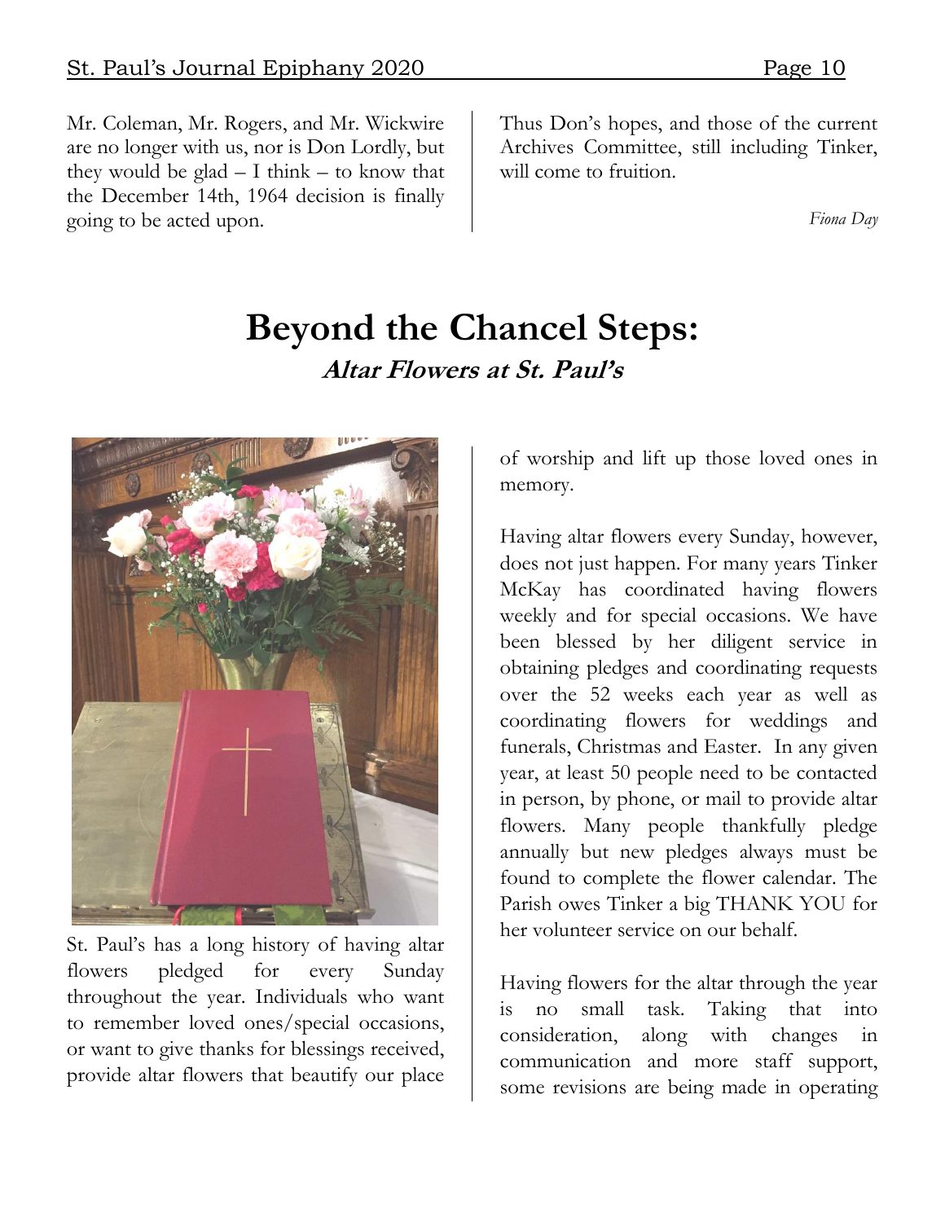Mr. Coleman, Mr. Rogers, and Mr. Wickwire are no longer with us, nor is Don Lordly, but they would be glad – I think – to know that the December 14th, 1964 decision is finally going to be acted upon.

Thus Don's hopes, and those of the current Archives Committee, still including Tinker, will come to fruition.

*Fiona Day*

# Beyond the Chancel Steps:

## *Altar Flowers at St. Paul's*

St. Paul's has a long history of having altar flowers pledged for every Sunday throughout the year. Individuals who want to remember loved ones/special occasions, or want to give thanks for blessings received, provide altar flowers that beautify our place of worship and lift up those loved ones in memory.

Having altar flowers every Sunday, however, does not just happen. For many years Tinker McKay has coordinated having flowers weekly and for special occasions. We have been blessed by her diligent service in obtaining pledges and coordinating requests over the 52 weeks each year as well as coordinating flowers for weddings and funerals, Christmas and Easter. In any given year, at least 50 people need to be contacted in person, by phone, or mail to provide altar flowers. Many people thankfully pledge annually but new pledges always must be found to complete the flower calendar. The Parish owes Tinker a big THANK YOU for her volunteer service on our behalf.

Having flowers for the altar through the year is no small task. Taking that into consideration, along with changes in communication and more staff support, some revisions are being made in operating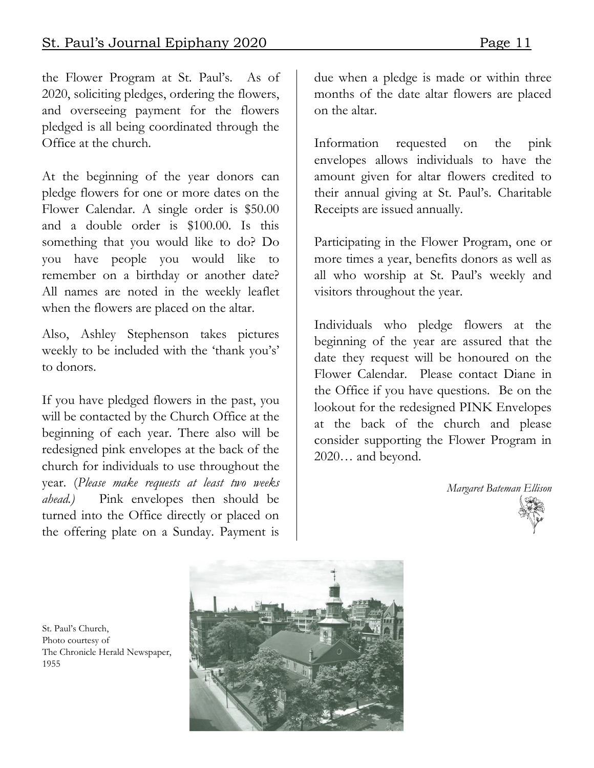the Flower Program at St. Paul's. As of 2020, soliciting pledges, ordering the flowers, and overseeing payment for the flowers pledged is all being coordinated through the Office at the church.

At the beginning of the year donors can pledge flowers for one or more dates on the Flower Calendar. A single order is $50.00 and a double order is $100.00. Is this something that you would like to do? Do you have people you would like to remember on a birthday or another date? All names are noted in the weekly leaflet when the flowers are placed on the altar.

Also, Ashley Stephenson takes pictures weekly to be included with the 'thank you's' to donors.

If you have pledged flowers in the past, you will be contacted by the Church Office at the beginning of each year. There also will be redesigned pink envelopes at the back of the church for individuals to use throughout the year. (*Please make requests at least two weeks ahead.)* Pink envelopes then should be turned into the Office directly or placed on the offering plate on a Sunday. Payment is due when a pledge is made or within three months of the date altar flowers are placed on the altar.

Information requested on the pink envelopes allows individuals to have the amount given for altar flowers credited to their annual giving at St. Paul's. Charitable Receipts are issued annually.

Participating in the Flower Program, one or more times a year, benefits donors as well as all who worship at St. Paul's weekly and visitors throughout the year.

Individuals who pledge flowers at the beginning of the year are assured that the date they request will be honoured on the Flower Calendar. Please contact Diane in the Office if you have questions. Be on the lookout for the redesigned PINK Envelopes at the back of the church and please consider supporting the Flower Program in 2020… and beyond.

*Margaret Bateman Ellison*

St. Paul's Church,
Photo courtesy of
The Chronicle Herald Newspaper,
1955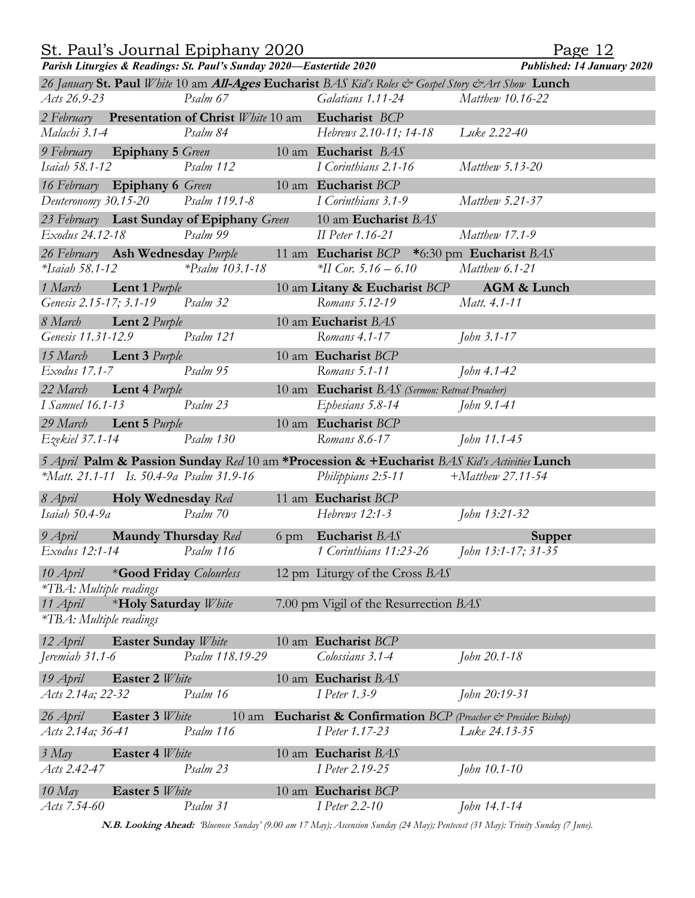## Parish Liturgies & Readings: St. Paul's Sunday 2020—Eastertide 2020

*Published: 14 January 2020*

*26 January* **St. Paul** *White* 10 am ***All-Ages*** **Eucharist** *BAS Kid's Roles & Gospel Story &Art Show* **Lunch**
*Acts 26.9-23* — *Psalm 67* — *Galatians 1.11-24* — *Matthew 10.16-22*

*2 February* **Presentation of Christ** *White* 10 am **Eucharist** *BCP*
*Malachi 3.1-4* — *Psalm 84* — *Hebrews 2.10-11; 14-18* — *Luke 2.22-40*

*9 February* **Epiphany 5** *Green* 10 am **Eucharist** *BAS*
*Isaiah 58.1-12* — *Psalm 112* — *I Corinthians 2.1-16* — *Matthew 5.13-20*

*16 February* **Epiphany 6** *Green* 10 am **Eucharist** *BCP*
*Deuteronomy 30.15-20* — *Psalm 119.1-8* — *I Corinthians 3.1-9* — *Matthew 5.21-37*

*23 February* **Last Sunday of Epiphany** *Green* 10 am **Eucharist** *BAS*
*Exodus 24.12-18* — *Psalm 99* — *II Peter 1.16-21* — *Matthew 17.1-9*

*26 February* **Ash Wednesday** *Purple* 11 am **Eucharist** *BCP* **\***6:30 pm **Eucharist** *BAS*
*\*Isaiah 58.1-12* — *\*Psalm 103.1-18* — *\*II Cor. 5.16 – 6.10* — *Matthew 6.1-21*

*1 March* **Lent 1** *Purple* 10 am **Litany & Eucharist** *BCP* **AGM & Lunch**
*Genesis 2.15-17; 3.1-19* — *Psalm 32* — *Romans 5.12-19* — *Matt. 4.1-11*

*8 March* **Lent 2** *Purple* 10 am **Eucharist** *BAS*
*Genesis 11.31-12.9* — *Psalm 121* — *Romans 4.1-17* — *John 3.1-17*

*15 March* **Lent 3** *Purple* 10 am **Eucharist** *BCP*
*Exodus 17.1-7* — *Psalm 95* — *Romans 5.1-11* — *John 4.1-42*

*22 March* **Lent 4** *Purple* 10 am **Eucharist** *BAS (Sermon: Retreat Preacher)*
*I Samuel 16.1-13* — *Psalm 23* — *Ephesians 5.8-14* — *John 9.1-41*

*29 March* **Lent 5** *Purple* 10 am **Eucharist** *BCP*
*Ezekiel 37.1-14* — *Psalm 130* — *Romans 8.6-17* — *John 11.1-45*

*5 April* **Palm & Passion Sunday** *Red* 10 am **\*Procession & +Eucharist** *BAS Kid's Activities* **Lunch**
*\*Matt. 21.1-11 Is. 50.4-9a Psalm 31.9-16* — *Philippians 2:5-11* — *+Matthew 27.11-54*

*8 April* **Holy Wednesday** *Red* 11 am **Eucharist** *BCP*
*Isaiah 50.4-9a* — *Psalm 70* — *Hebrews 12:1-3* — *John 13:21-32*

*9 April* **Maundy Thursday** *Red* 6 pm **Eucharist** *BAS* **Supper**
*Exodus 12:1-14* — *Psalm 116* — *1 Corinthians 11:23-26* — *John 13:1-17; 31-35*

*10 April* \***Good Friday** *Colourless* 12 pm Liturgy of the Cross *BAS*
*\*TBA: Multiple readings*

*11 April* \***Holy Saturday** *White* 7.00 pm Vigil of the Resurrection *BAS*
*\*TBA: Multiple readings*

*12 April* **Easter Sunday** *White* 10 am **Eucharist** *BCP*
*Jeremiah 31.1-6* — *Psalm 118.19-29* — *Colossians 3.1-4* — *John 20.1-18*

*19 April* **Easter 2** *White* 10 am **Eucharist** *BAS*
*Acts 2.14a; 22-32* — *Psalm 16* — *I Peter 1.3-9* — *John 20:19-31*

*26 April* **Easter 3** *White* 10 am **Eucharist & Confirmation** *BCP (Preacher & Presider: Bishop)*
*Acts 2.14a; 36-41* — *Psalm 116* — *I Peter 1.17-23* — *Luke 24.13-35*

*3 May* **Easter 4** *White* 10 am **Eucharist** *BAS*
*Acts 2.42-47* — *Psalm 23* — *I Peter 2.19-25* — *John 10.1-10*

*10 May* **Easter 5** *White* 10 am **Eucharist** *BCP*
*Acts 7.54-60* — *Psalm 31* — *I Peter 2.2-10* — *John 14.1-14*

**N.B. Looking Ahead:** *'Bluenose Sunday' (9.00 am 17 May); Ascension Sunday (24 May); Pentecost (31 May): Trinity Sunday (7 June).*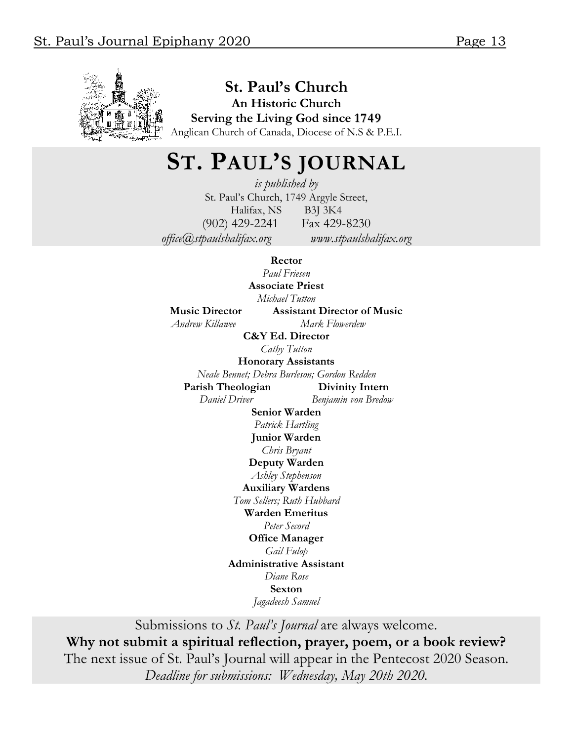**St. Paul's Church**
**An Historic Church**
**Serving the Living God since 1749**
Anglican Church of Canada, Diocese of N.S & P.E.I.

# ST. PAUL'S JOURNAL

*is published by*
St. Paul's Church, 1749 Argyle Street,
Halifax, NS B3J 3K4
(902) 429-2241 Fax 429-8230
*office@stpaulshalifax.org* *www.stpaulshalifax.org*

**Rector**
*Paul Friesen*

**Associate Priest**
*Michael Tutton*

**Music Director**
*Andrew Killawee*

**Assistant Director of Music**
*Mark Flowerdew*

**C&Y Ed. Director**
*Cathy Tutton*

**Honorary Assistants**
*Neale Bennet; Debra Burleson; Gordon Redden*

**Parish Theologian**
*Daniel Driver*

**Divinity Intern**
*Benjamin von Bredow*

**Senior Warden**
*Patrick Hartling*

**Junior Warden**
*Chris Bryant*

**Deputy Warden**
*Ashley Stephenson*

**Auxiliary Wardens**
*Tom Sellers; Ruth Hubbard*

**Warden Emeritus**
*Peter Secord*

**Office Manager**
*Gail Fulop*

**Administrative Assistant**
*Diane Rose*

**Sexton**
*Jagadeesh Samuel*

Submissions to *St. Paul's Journal* are always welcome.
**Why not submit a spiritual reflection, prayer, poem, or a book review?**
The next issue of St. Paul's Journal will appear in the Pentecost 2020 Season.
*Deadline for submissions: Wednesday, May 20th 2020.*